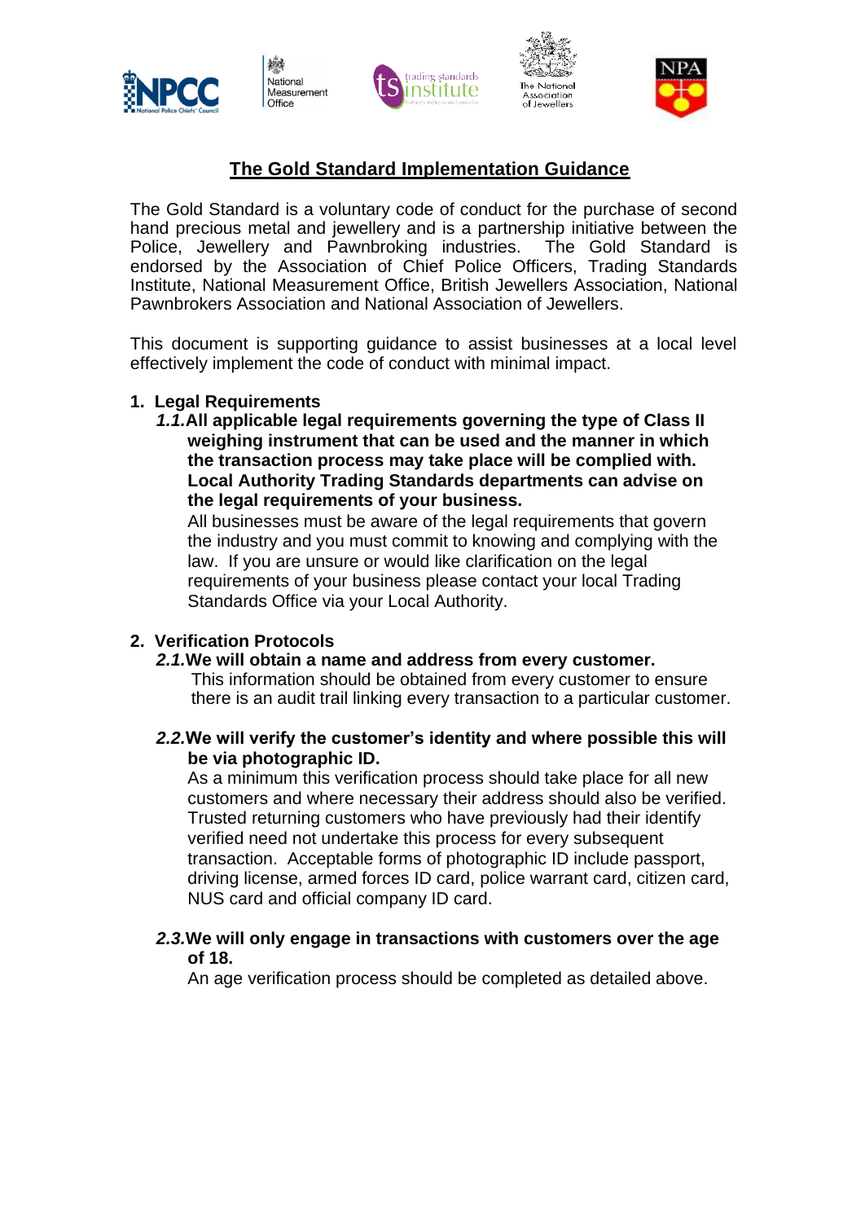# The Gold Standard Implementation Guidance

The Gold Standard is a voluntary code of conduct for the purchase of second hand precious metal and jewellery and is a partnership initiative between the Police, Jewellery and Pawnbroking industries. The Gold Standard is endorsed by the Association of Chief Police Officers, Trading Standards Institute, National Measurement Office, British Jewellers Association, National Pawnbrokers Association and National Association of Jewellers.

This document is supporting guidance to assist businesses at a local level effectively implement the code of conduct with minimal impact.

## 1. Legal Requirements

***1.1.*** **All applicable legal requirements governing the type of Class II weighing instrument that can be used and the manner in which the transaction process may take place will be complied with. Local Authority Trading Standards departments can advise on the legal requirements of your business.**

All businesses must be aware of the legal requirements that govern the industry and you must commit to knowing and complying with the law. If you are unsure or would like clarification on the legal requirements of your business please contact your local Trading Standards Office via your Local Authority.

## 2. Verification Protocols

***2.1.*** **We will obtain a name and address from every customer.**

This information should be obtained from every customer to ensure there is an audit trail linking every transaction to a particular customer.

***2.2.*** **We will verify the customer's identity and where possible this will be via photographic ID.**

As a minimum this verification process should take place for all new customers and where necessary their address should also be verified. Trusted returning customers who have previously had their identify verified need not undertake this process for every subsequent transaction. Acceptable forms of photographic ID include passport, driving license, armed forces ID card, police warrant card, citizen card, NUS card and official company ID card.

***2.3.*** **We will only engage in transactions with customers over the age of 18.**

An age verification process should be completed as detailed above.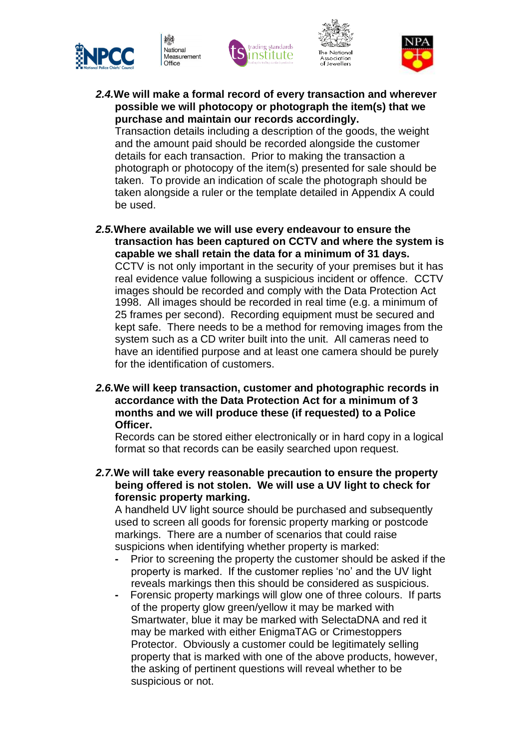**2.4. We will make a formal record of every transaction and wherever possible we will photocopy or photograph the item(s) that we purchase and maintain our records accordingly.**

Transaction details including a description of the goods, the weight and the amount paid should be recorded alongside the customer details for each transaction. Prior to making the transaction a photograph or photocopy of the item(s) presented for sale should be taken. To provide an indication of scale the photograph should be taken alongside a ruler or the template detailed in Appendix A could be used.

**2.5. Where available we will use every endeavour to ensure the transaction has been captured on CCTV and where the system is capable we shall retain the data for a minimum of 31 days.**

CCTV is not only important in the security of your premises but it has real evidence value following a suspicious incident or offence. CCTV images should be recorded and comply with the Data Protection Act 1998. All images should be recorded in real time (e.g. a minimum of 25 frames per second). Recording equipment must be secured and kept safe. There needs to be a method for removing images from the system such as a CD writer built into the unit. All cameras need to have an identified purpose and at least one camera should be purely for the identification of customers.

**2.6. We will keep transaction, customer and photographic records in accordance with the Data Protection Act for a minimum of 3 months and we will produce these (if requested) to a Police Officer.**

Records can be stored either electronically or in hard copy in a logical format so that records can be easily searched upon request.

**2.7. We will take every reasonable precaution to ensure the property being offered is not stolen. We will use a UV light to check for forensic property marking.**

A handheld UV light source should be purchased and subsequently used to screen all goods for forensic property marking or postcode markings. There are a number of scenarios that could raise suspicions when identifying whether property is marked:

- Prior to screening the property the customer should be asked if the property is marked. If the customer replies 'no' and the UV light reveals markings then this should be considered as suspicious.
- Forensic property markings will glow one of three colours. If parts of the property glow green/yellow it may be marked with Smartwater, blue it may be marked with SelectaDNA and red it may be marked with either EnigmaTAG or Crimestoppers Protector. Obviously a customer could be legitimately selling property that is marked with one of the above products, however, the asking of pertinent questions will reveal whether to be suspicious or not.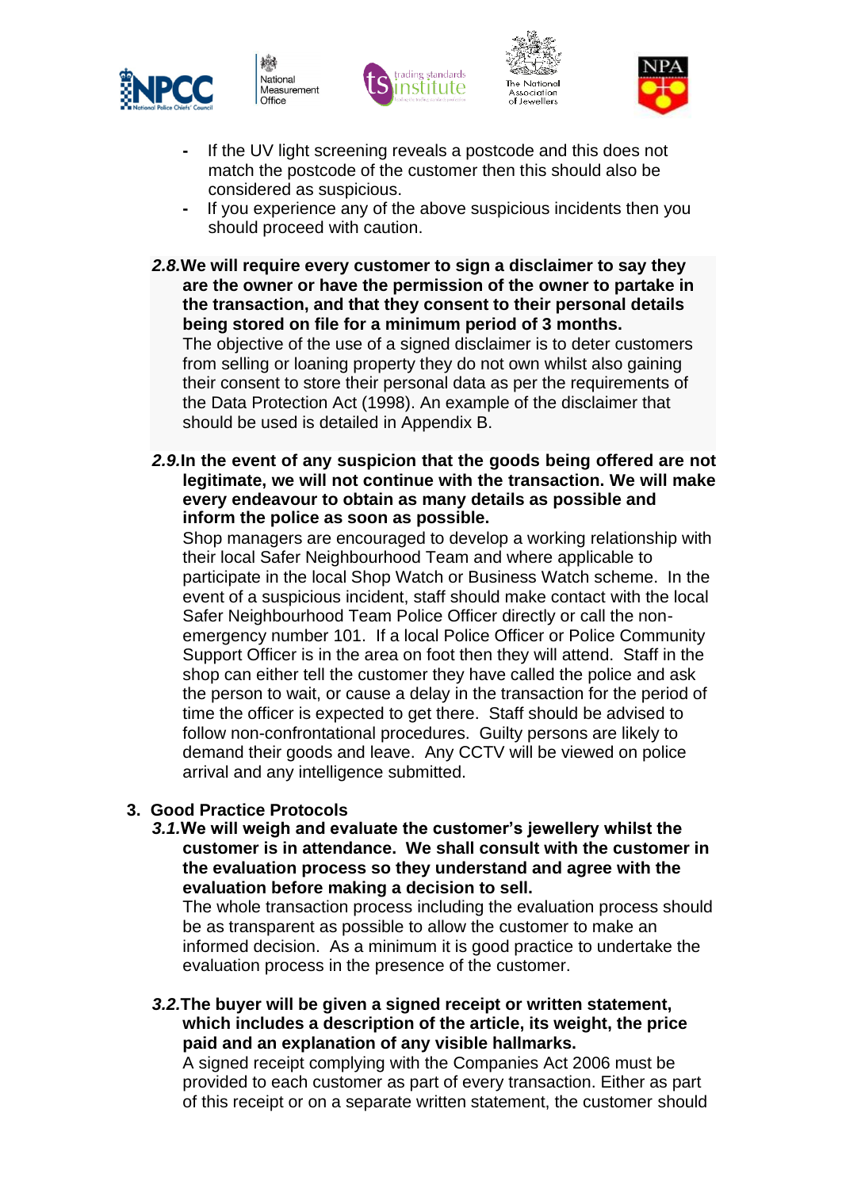- If the UV light screening reveals a postcode and this does not match the postcode of the customer then this should also be considered as suspicious.
- If you experience any of the above suspicious incidents then you should proceed with caution.

***2.8.*** **We will require every customer to sign a disclaimer to say they are the owner or have the permission of the owner to partake in the transaction, and that they consent to their personal details being stored on file for a minimum period of 3 months.**
The objective of the use of a signed disclaimer is to deter customers from selling or loaning property they do not own whilst also gaining their consent to store their personal data as per the requirements of the Data Protection Act (1998). An example of the disclaimer that should be used is detailed in Appendix B.

***2.9.*** **In the event of any suspicion that the goods being offered are not legitimate, we will not continue with the transaction. We will make every endeavour to obtain as many details as possible and inform the police as soon as possible.**
Shop managers are encouraged to develop a working relationship with their local Safer Neighbourhood Team and where applicable to participate in the local Shop Watch or Business Watch scheme. In the event of a suspicious incident, staff should make contact with the local Safer Neighbourhood Team Police Officer directly or call the non-emergency number 101. If a local Police Officer or Police Community Support Officer is in the area on foot then they will attend. Staff in the shop can either tell the customer they have called the police and ask the person to wait, or cause a delay in the transaction for the period of time the officer is expected to get there. Staff should be advised to follow non-confrontational procedures. Guilty persons are likely to demand their goods and leave. Any CCTV will be viewed on police arrival and any intelligence submitted.

## 3. Good Practice Protocols

***3.1.*** **We will weigh and evaluate the customer's jewellery whilst the customer is in attendance. We shall consult with the customer in the evaluation process so they understand and agree with the evaluation before making a decision to sell.**
The whole transaction process including the evaluation process should be as transparent as possible to allow the customer to make an informed decision. As a minimum it is good practice to undertake the evaluation process in the presence of the customer.

***3.2.*** **The buyer will be given a signed receipt or written statement, which includes a description of the article, its weight, the price paid and an explanation of any visible hallmarks.**
A signed receipt complying with the Companies Act 2006 must be provided to each customer as part of every transaction. Either as part of this receipt or on a separate written statement, the customer should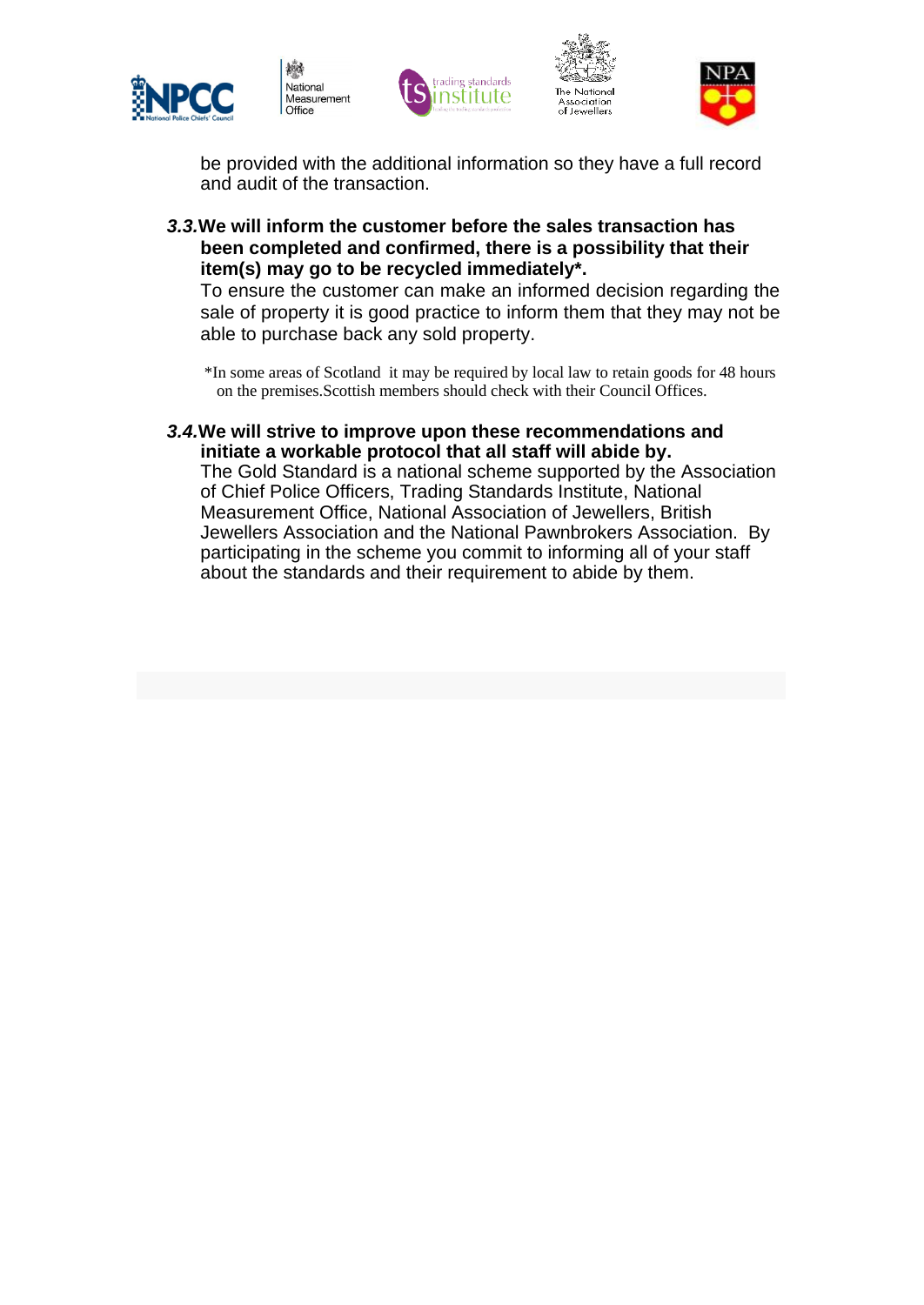be provided with the additional information so they have a full record and audit of the transaction.

***3.3.*** **We will inform the customer before the sales transaction has been completed and confirmed, there is a possibility that their item(s) may go to be recycled immediately*.**

To ensure the customer can make an informed decision regarding the sale of property it is good practice to inform them that they may not be able to purchase back any sold property.

*In some areas of Scotland it may be required by local law to retain goods for 48 hours on the premises.Scottish members should check with their Council Offices.

***3.4.*** **We will strive to improve upon these recommendations and initiate a workable protocol that all staff will abide by.**

The Gold Standard is a national scheme supported by the Association of Chief Police Officers, Trading Standards Institute, National Measurement Office, National Association of Jewellers, British Jewellers Association and the National Pawnbrokers Association. By participating in the scheme you commit to informing all of your staff about the standards and their requirement to abide by them.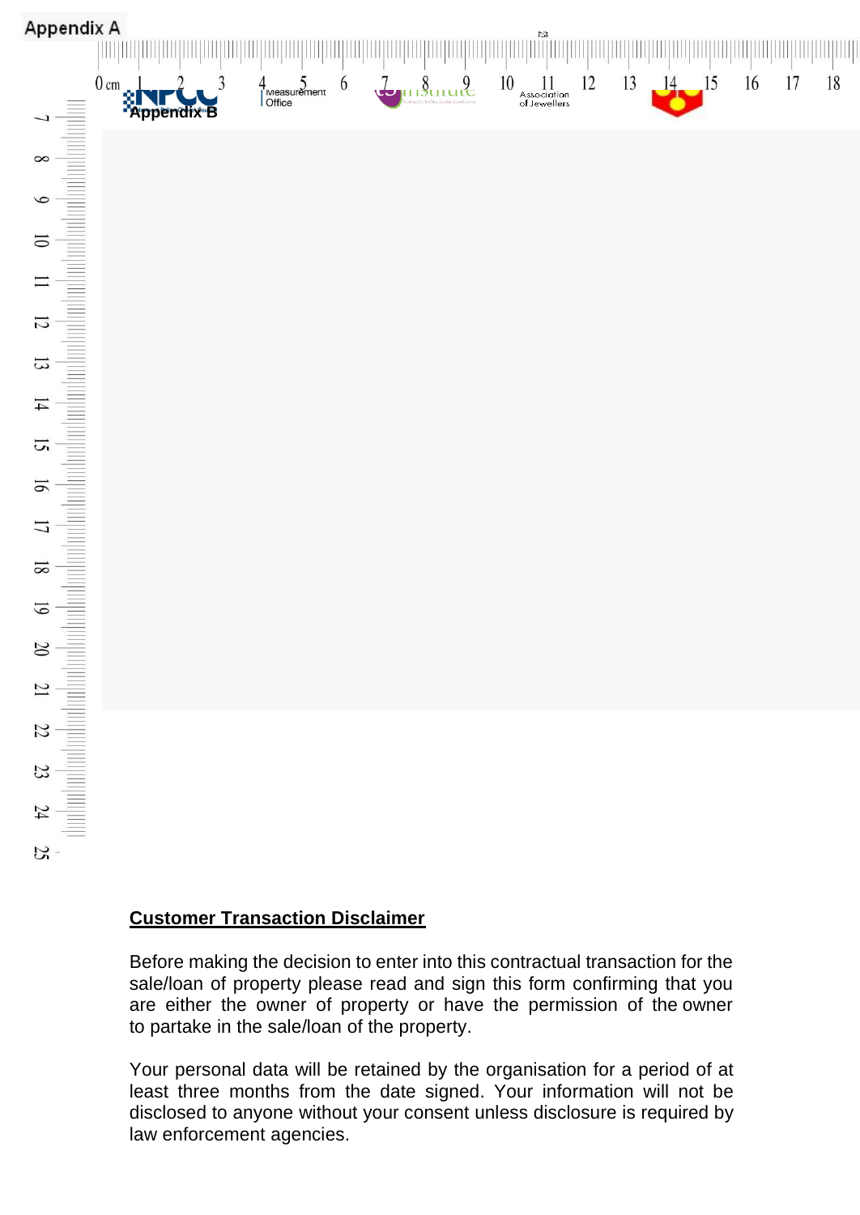Appendix A

Appendix B

## Customer Transaction Disclaimer

Before making the decision to enter into this contractual transaction for the sale/loan of property please read and sign this form confirming that you are either the owner of property or have the permission of the owner to partake in the sale/loan of the property.

Your personal data will be retained by the organisation for a period of at least three months from the date signed. Your information will not be disclosed to anyone without your consent unless disclosure is required by law enforcement agencies.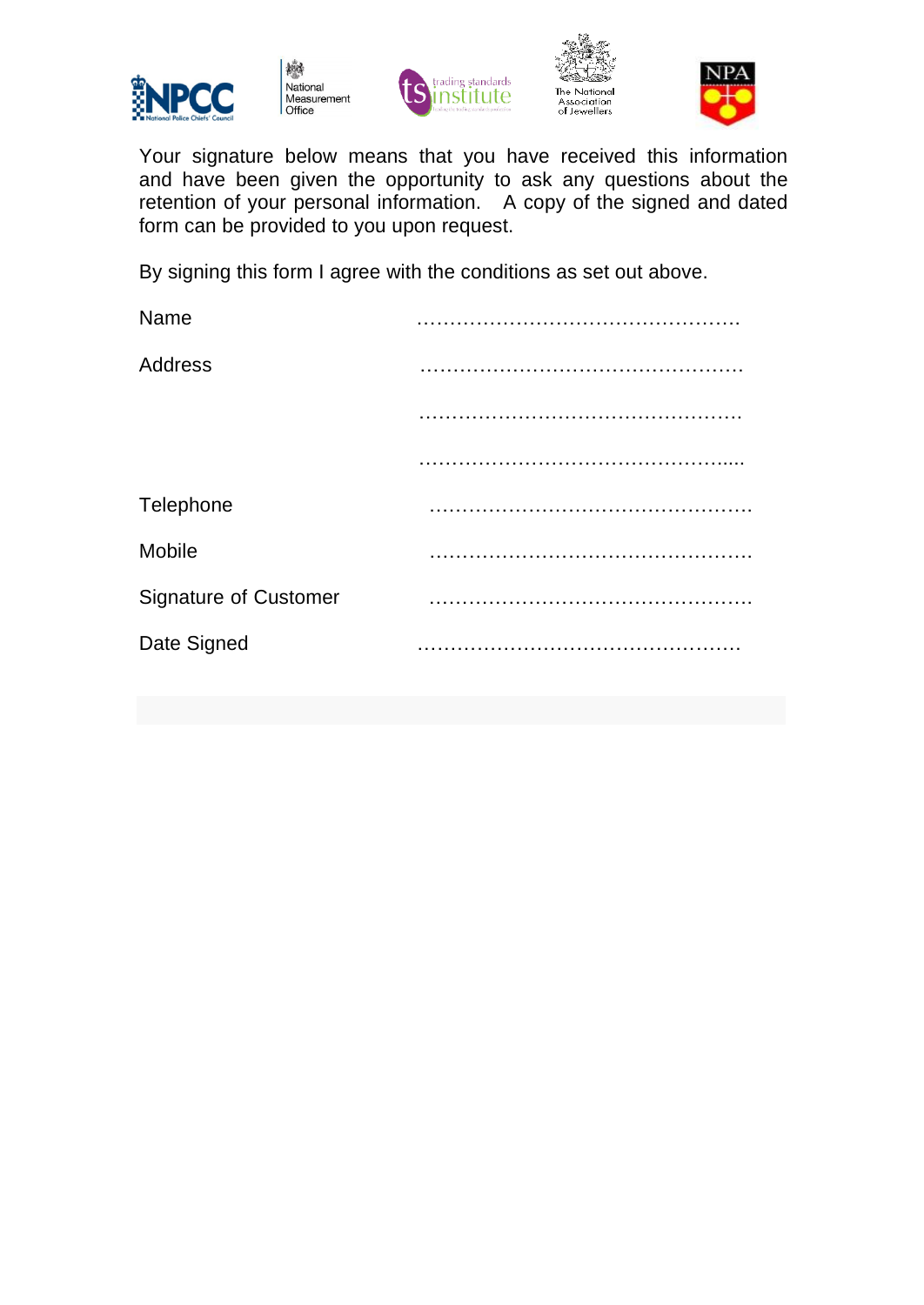Your signature below means that you have received this information and have been given the opportunity to ask any questions about the retention of your personal information. A copy of the signed and dated form can be provided to you upon request.

By signing this form I agree with the conditions as set out above.

Name ………………………………………….

Address ………………………………………….

………………………………………….

………………………………………….

Telephone ………………………………………….

Mobile ………………………………………….

Signature of Customer ………………………………………….

Date Signed ………………………………………….